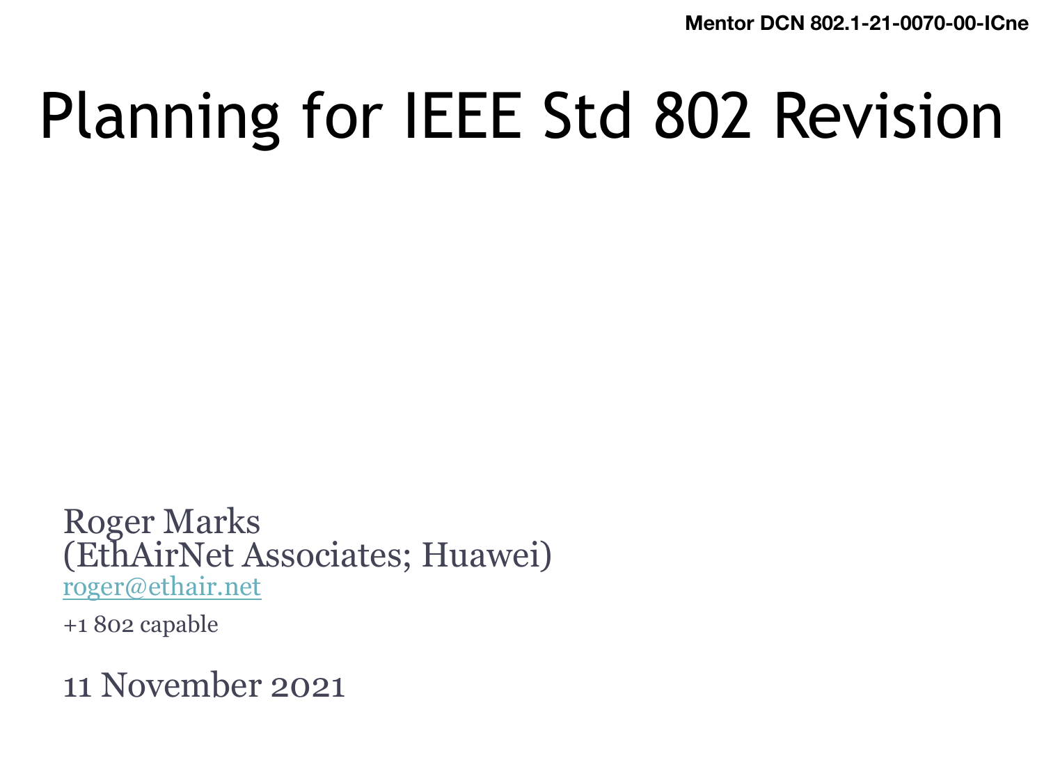Mentor DCN 802.1-21-0070-00-ICne

# Planning for IEEE Std 802 Revision

Roger Marks
(EthAirNet Associates; Huawei)
roger@ethair.net

+1 802 capable

11 November 2021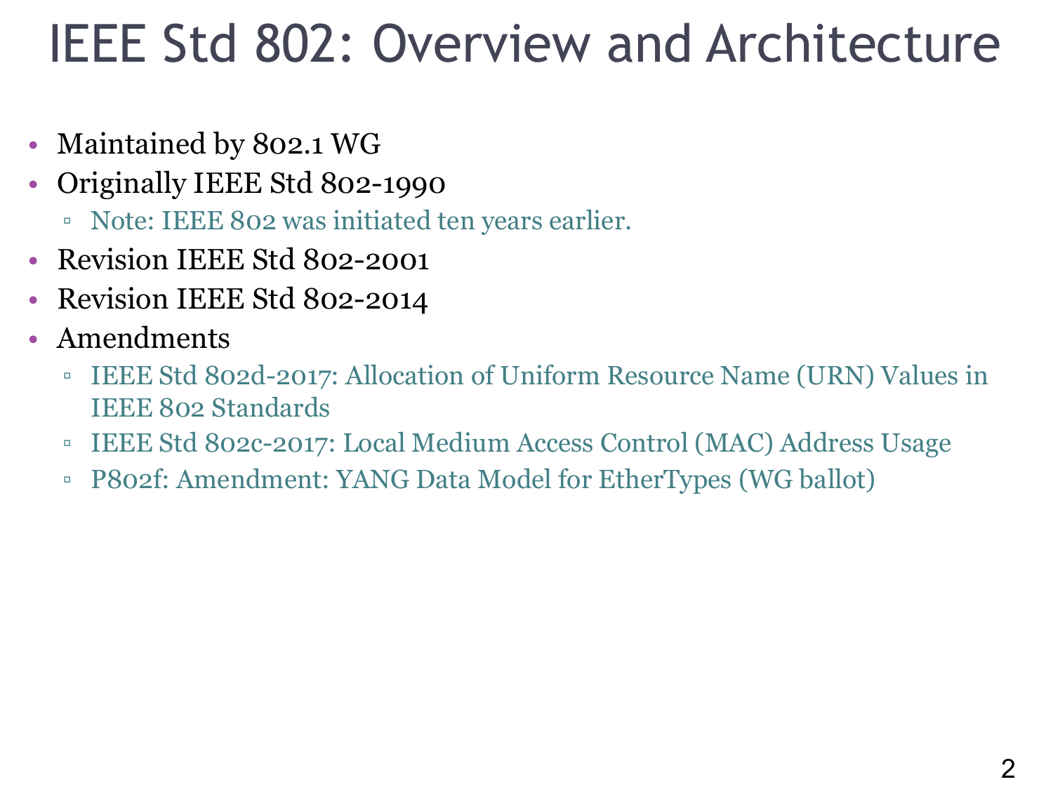# IEEE Std 802: Overview and Architecture

- Maintained by 802.1 WG
- Originally IEEE Std 802-1990
  - Note: IEEE 802 was initiated ten years earlier.
- Revision IEEE Std 802-2001
- Revision IEEE Std 802-2014
- Amendments
  - IEEE Std 802d-2017: Allocation of Uniform Resource Name (URN) Values in IEEE 802 Standards
  - IEEE Std 802c-2017: Local Medium Access Control (MAC) Address Usage
  - P802f: Amendment: YANG Data Model for EtherTypes (WG ballot)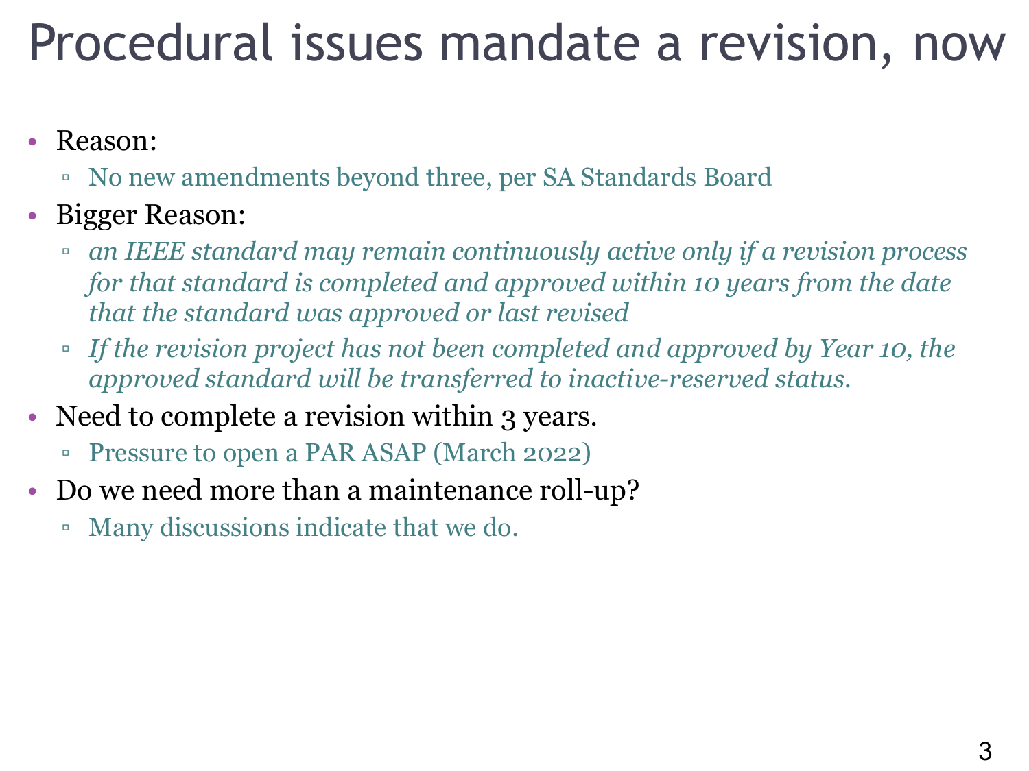# Procedural issues mandate a revision, now

- Reason:
  - No new amendments beyond three, per SA Standards Board
- Bigger Reason:
  - *an IEEE standard may remain continuously active only if a revision process for that standard is completed and approved within 10 years from the date that the standard was approved or last revised*
  - *If the revision project has not been completed and approved by Year 10, the approved standard will be transferred to inactive-reserved status.*
- Need to complete a revision within 3 years.
  - Pressure to open a PAR ASAP (March 2022)
- Do we need more than a maintenance roll-up?
  - Many discussions indicate that we do.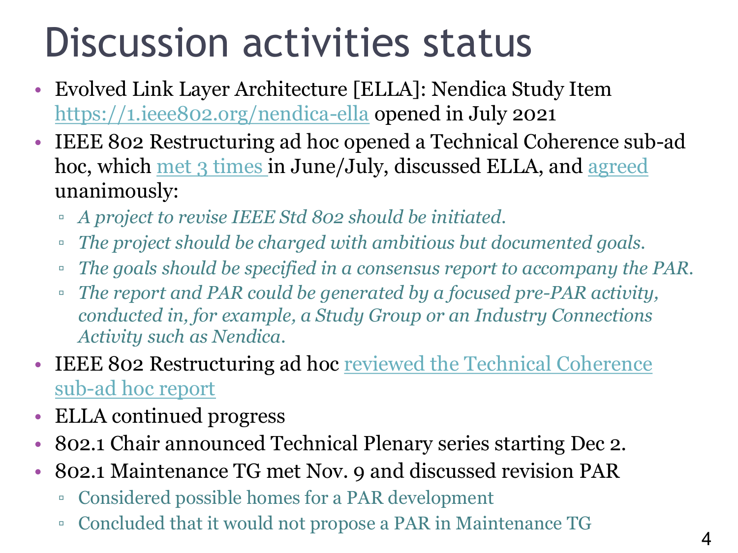# Discussion activities status

- Evolved Link Layer Architecture [ELLA]: Nendica Study Item [https://1.ieee802.org/nendica-ella](https://1.ieee802.org/nendica-ella) opened in July 2021
- IEEE 802 Restructuring ad hoc opened a Technical Coherence sub-ad hoc, which met 3 times in June/July, discussed ELLA, and agreed unanimously:
  - *A project to revise IEEE Std 802 should be initiated.*
  - *The project should be charged with ambitious but documented goals.*
  - *The goals should be specified in a consensus report to accompany the PAR.*
  - *The report and PAR could be generated by a focused pre-PAR activity, conducted in, for example, a Study Group or an Industry Connections Activity such as Nendica.*
- IEEE 802 Restructuring ad hoc reviewed the Technical Coherence sub-ad hoc report
- ELLA continued progress
- 802.1 Chair announced Technical Plenary series starting Dec 2.
- 802.1 Maintenance TG met Nov. 9 and discussed revision PAR
  - Considered possible homes for a PAR development
  - Concluded that it would not propose a PAR in Maintenance TG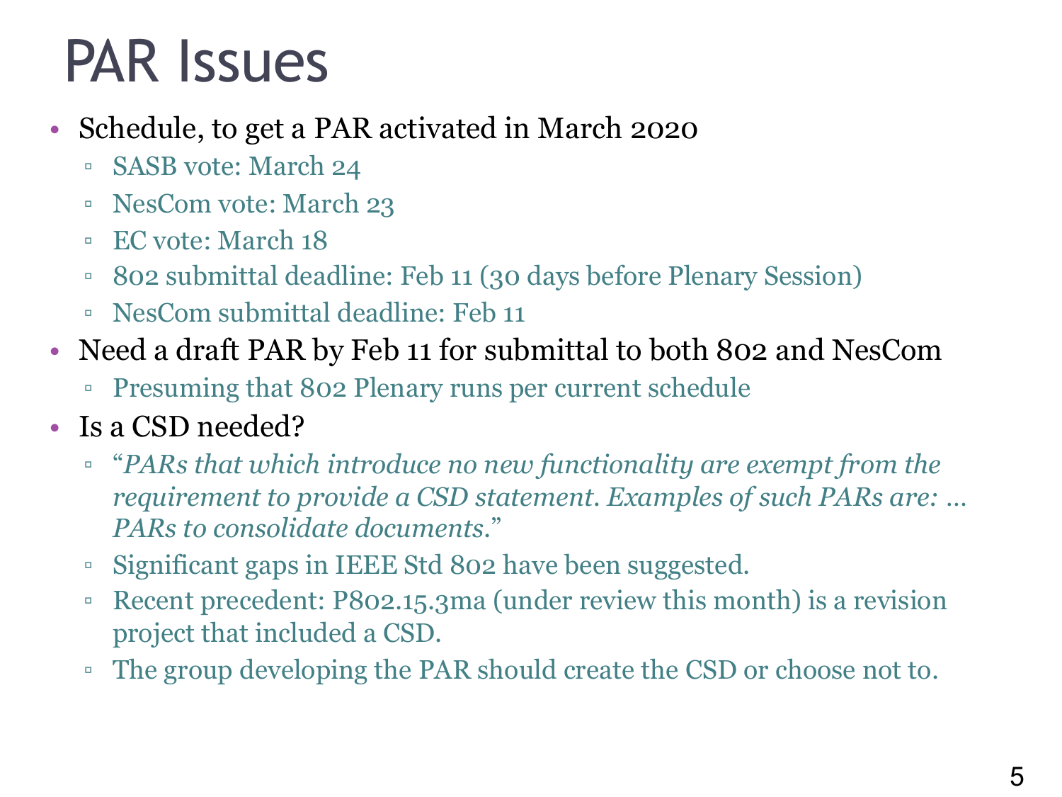# PAR Issues

- Schedule, to get a PAR activated in March 2020
  - SASB vote: March 24
  - NesCom vote: March 23
  - EC vote: March 18
  - 802 submittal deadline: Feb 11 (30 days before Plenary Session)
  - NesCom submittal deadline: Feb 11
- Need a draft PAR by Feb 11 for submittal to both 802 and NesCom
  - Presuming that 802 Plenary runs per current schedule
- Is a CSD needed?
  - "*PARs that which introduce no new functionality are exempt from the requirement to provide a CSD statement. Examples of such PARs are: … PARs to consolidate documents.*"
  - Significant gaps in IEEE Std 802 have been suggested.
  - Recent precedent: P802.15.3ma (under review this month) is a revision project that included a CSD.
  - The group developing the PAR should create the CSD or choose not to.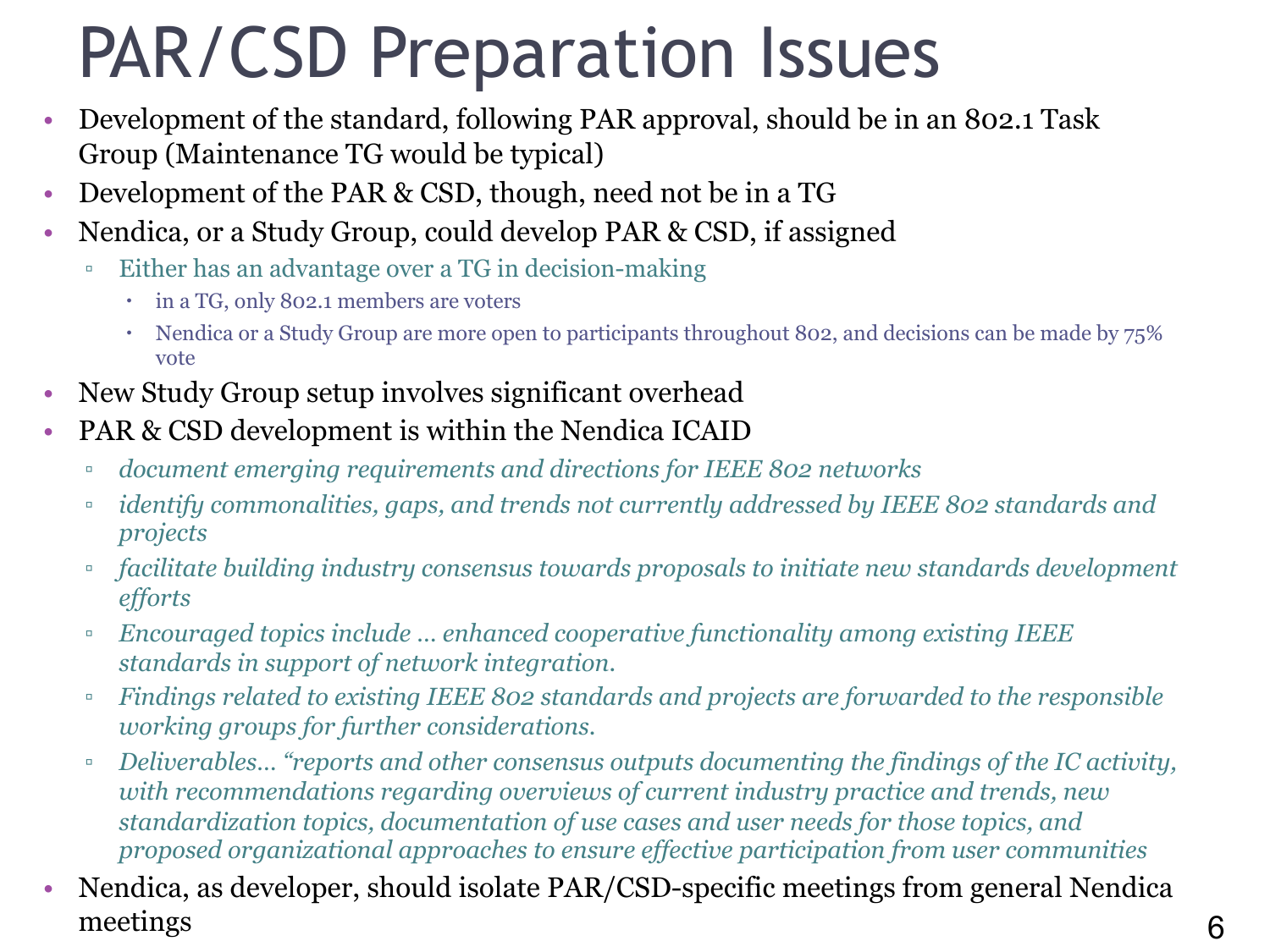# PAR/CSD Preparation Issues

- Development of the standard, following PAR approval, should be in an 802.1 Task Group (Maintenance TG would be typical)
- Development of the PAR & CSD, though, need not be in a TG
- Nendica, or a Study Group, could develop PAR & CSD, if assigned
  - Either has an advantage over a TG in decision-making
    - in a TG, only 802.1 members are voters
    - Nendica or a Study Group are more open to participants throughout 802, and decisions can be made by 75% vote
- New Study Group setup involves significant overhead
- PAR & CSD development is within the Nendica ICAID
  - *document emerging requirements and directions for IEEE 802 networks*
  - *identify commonalities, gaps, and trends not currently addressed by IEEE 802 standards and projects*
  - *facilitate building industry consensus towards proposals to initiate new standards development efforts*
  - *Encouraged topics include … enhanced cooperative functionality among existing IEEE standards in support of network integration.*
  - *Findings related to existing IEEE 802 standards and projects are forwarded to the responsible working groups for further considerations.*
  - *Deliverables… "reports and other consensus outputs documenting the findings of the IC activity, with recommendations regarding overviews of current industry practice and trends, new standardization topics, documentation of use cases and user needs for those topics, and proposed organizational approaches to ensure effective participation from user communities*
- Nendica, as developer, should isolate PAR/CSD-specific meetings from general Nendica meetings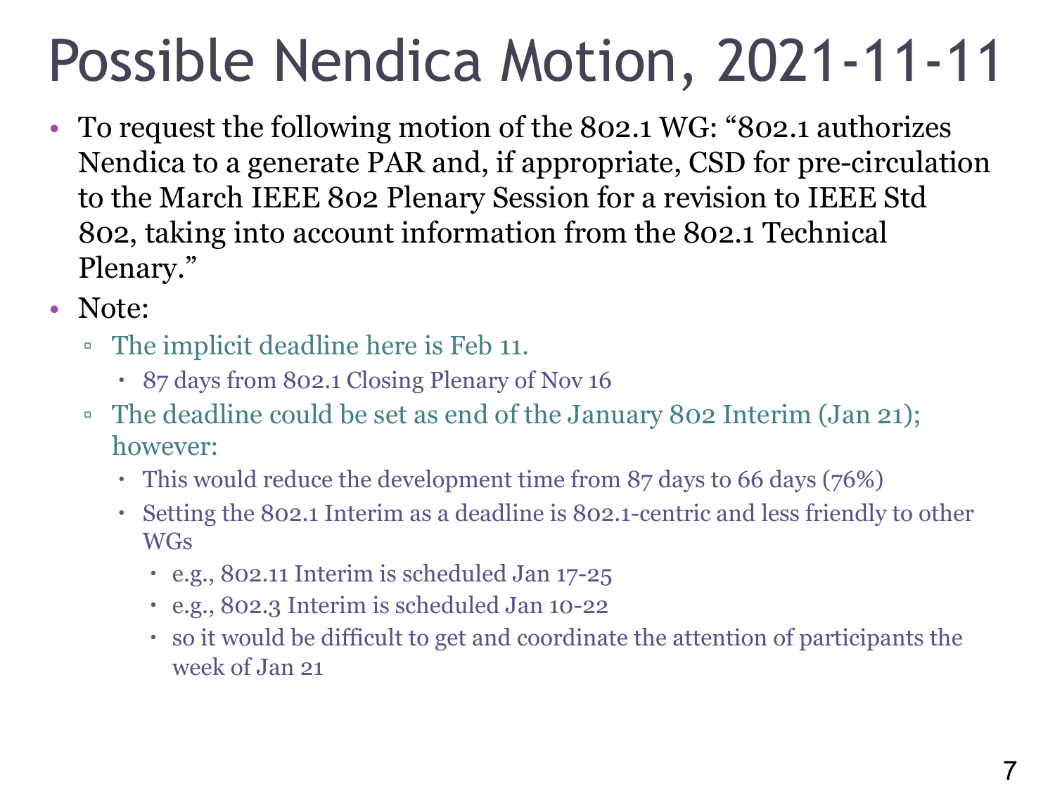# Possible Nendica Motion, 2021-11-11

- To request the following motion of the 802.1 WG: "802.1 authorizes Nendica to a generate PAR and, if appropriate, CSD for pre-circulation to the March IEEE 802 Plenary Session for a revision to IEEE Std 802, taking into account information from the 802.1 Technical Plenary."
- Note:
  - The implicit deadline here is Feb 11.
    - 87 days from 802.1 Closing Plenary of Nov 16
  - The deadline could be set as end of the January 802 Interim (Jan 21); however:
    - This would reduce the development time from 87 days to 66 days (76%)
    - Setting the 802.1 Interim as a deadline is 802.1-centric and less friendly to other WGs
      - e.g., 802.11 Interim is scheduled Jan 17-25
      - e.g., 802.3 Interim is scheduled Jan 10-22
      - so it would be difficult to get and coordinate the attention of participants the week of Jan 21